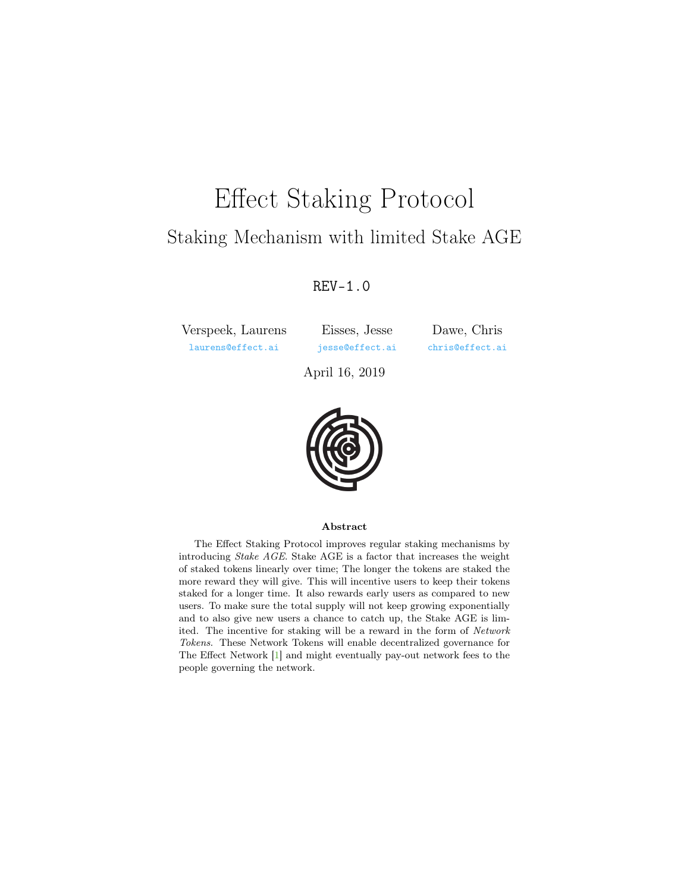# Effect Staking Protocol

## Staking Mechanism with limited Stake AGE

REV-1.0

Verspeek, Laurens
laurens@effect.ai

Eisses, Jesse
jesse@effect.ai

Dawe, Chris
chris@effect.ai

April 16, 2019

**Abstract**

The Effect Staking Protocol improves regular staking mechanisms by introducing *Stake AGE*. Stake AGE is a factor that increases the weight of staked tokens linearly over time; The longer the tokens are staked the more reward they will give. This will incentive users to keep their tokens staked for a longer time. It also rewards early users as compared to new users. To make sure the total supply will not keep growing exponentially and to also give new users a chance to catch up, the Stake AGE is limited. The incentive for staking will be a reward in the form of *Network Tokens*. These Network Tokens will enable decentralized governance for The Effect Network [1] and might eventually pay-out network fees to the people governing the network.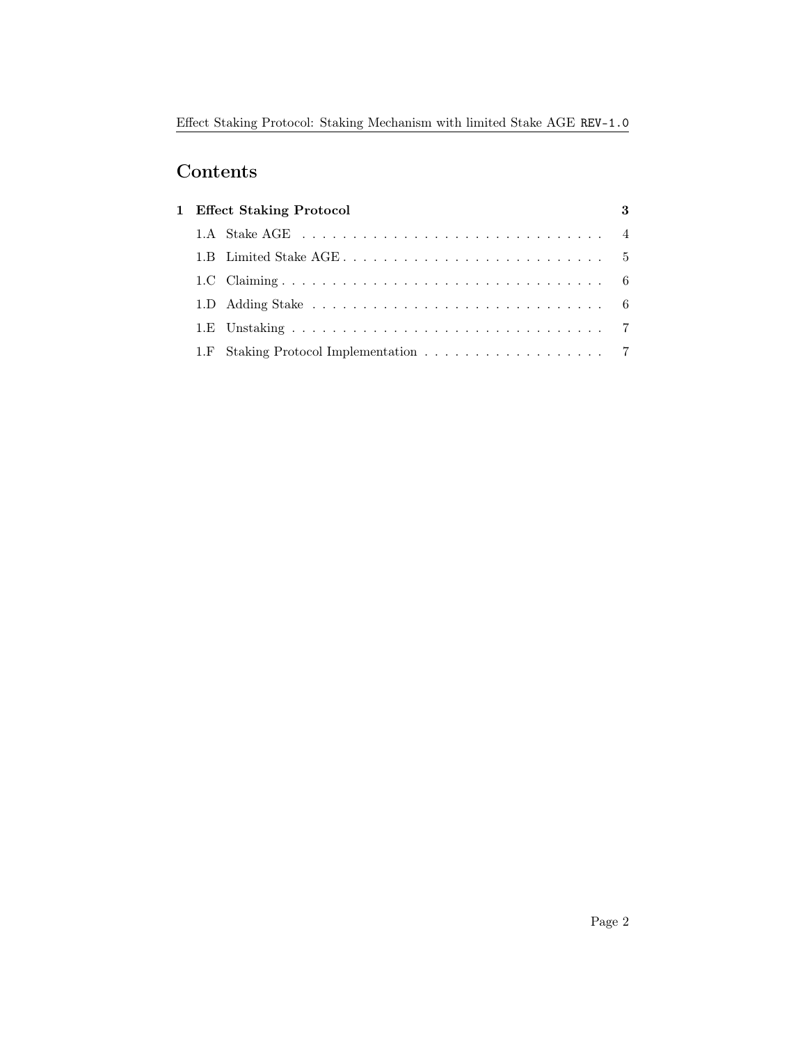# Contents

**1 Effect Staking Protocol** **3**

- 1.A Stake AGE . . . . . . . . . . . . . . . . . . . . . . . . . . . . . . . 4
- 1.B Limited Stake AGE . . . . . . . . . . . . . . . . . . . . . . . . . . 5
- 1.C Claiming . . . . . . . . . . . . . . . . . . . . . . . . . . . . . . . . 6
- 1.D Adding Stake . . . . . . . . . . . . . . . . . . . . . . . . . . . . . 6
- 1.E Unstaking . . . . . . . . . . . . . . . . . . . . . . . . . . . . . . . 7
- 1.F Staking Protocol Implementation . . . . . . . . . . . . . . . . . . 7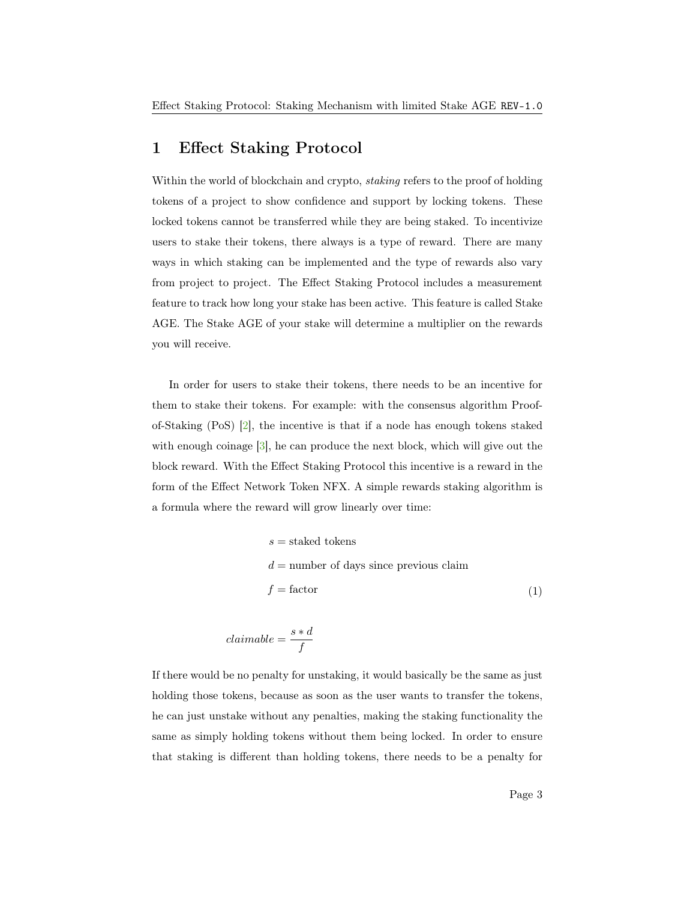# 1 Effect Staking Protocol

Within the world of blockchain and crypto, *staking* refers to the proof of holding tokens of a project to show confidence and support by locking tokens. These locked tokens cannot be transferred while they are being staked. To incentivize users to stake their tokens, there always is a type of reward. There are many ways in which staking can be implemented and the type of rewards also vary from project to project. The Effect Staking Protocol includes a measurement feature to track how long your stake has been active. This feature is called Stake AGE. The Stake AGE of your stake will determine a multiplier on the rewards you will receive.

In order for users to stake their tokens, there needs to be an incentive for them to stake their tokens. For example: with the consensus algorithm Proof-of-Staking (PoS) [2], the incentive is that if a node has enough tokens staked with enough coinage [3], he can produce the next block, which will give out the block reward. With the Effect Staking Protocol this incentive is a reward in the form of the Effect Network Token NFX. A simple rewards staking algorithm is a formula where the reward will grow linearly over time:

$$
\begin{aligned}
s &= \text{staked tokens} \\
d &= \text{number of days since previous claim} \\
f &= \text{factor}
\end{aligned}
\tag{1}
$$

$$
claimable = \frac{s * d}{f}
$$

If there would be no penalty for unstaking, it would basically be the same as just holding those tokens, because as soon as the user wants to transfer the tokens, he can just unstake without any penalties, making the staking functionality the same as simply holding tokens without them being locked. In order to ensure that staking is different than holding tokens, there needs to be a penalty for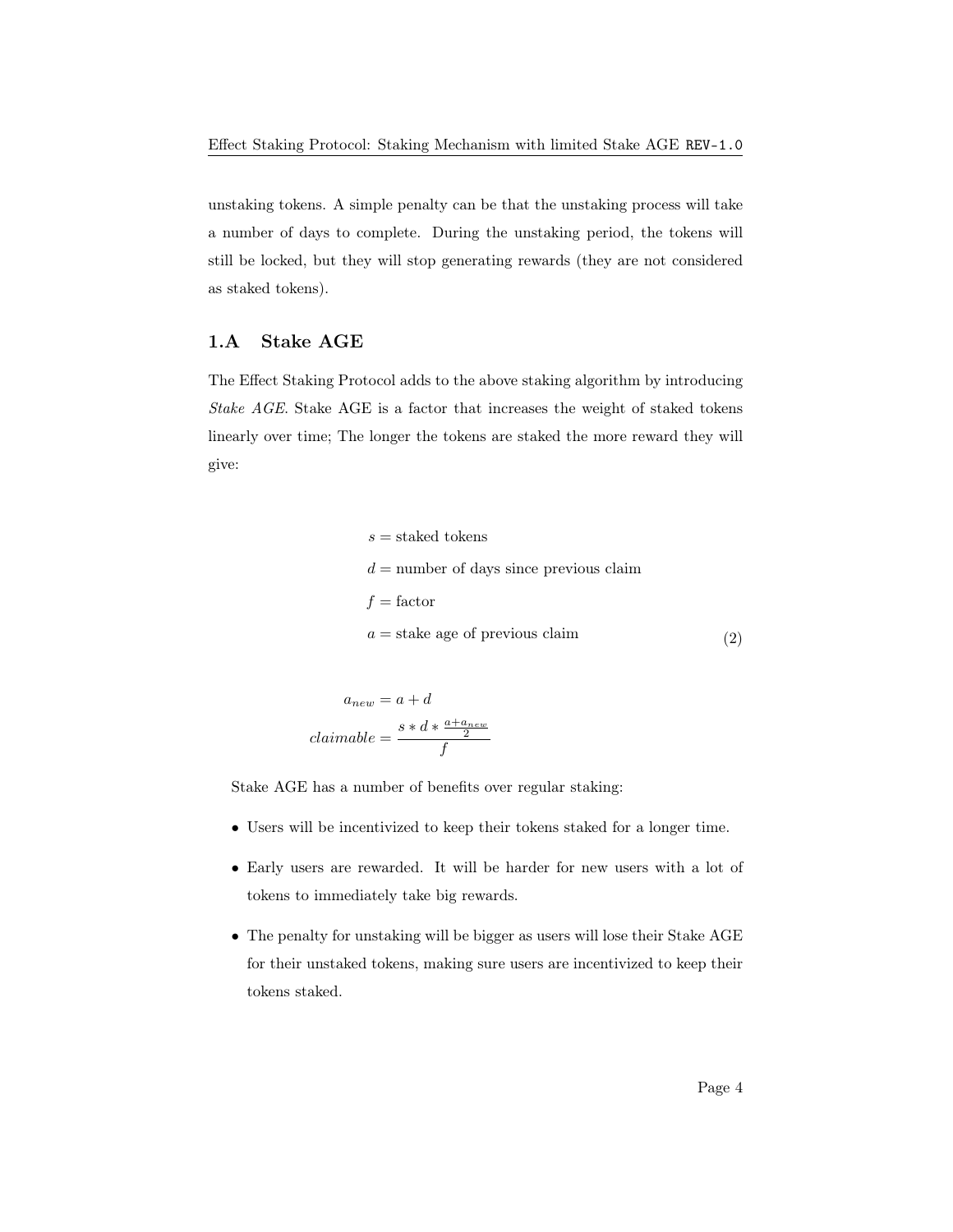unstaking tokens. A simple penalty can be that the unstaking process will take a number of days to complete. During the unstaking period, the tokens will still be locked, but they will stop generating rewards (they are not considered as staked tokens).

## 1.A Stake AGE

The Effect Staking Protocol adds to the above staking algorithm by introducing *Stake AGE*. Stake AGE is a factor that increases the weight of staked tokens linearly over time; The longer the tokens are staked the more reward they will give:

$$
\begin{aligned}
s &= \text{staked tokens} \\
d &= \text{number of days since previous claim} \\
f &= \text{factor} \\
a &= \text{stake age of previous claim}
\end{aligned}
\tag{2}
$$

$$
\begin{aligned}
a_{new} &= a + d \\
claimable &= \frac{s * d * \frac{a + a_{new}}{2}}{f}
\end{aligned}
$$

Stake AGE has a number of benefits over regular staking:

- Users will be incentivized to keep their tokens staked for a longer time.
- Early users are rewarded. It will be harder for new users with a lot of tokens to immediately take big rewards.
- The penalty for unstaking will be bigger as users will lose their Stake AGE for their unstaked tokens, making sure users are incentivized to keep their tokens staked.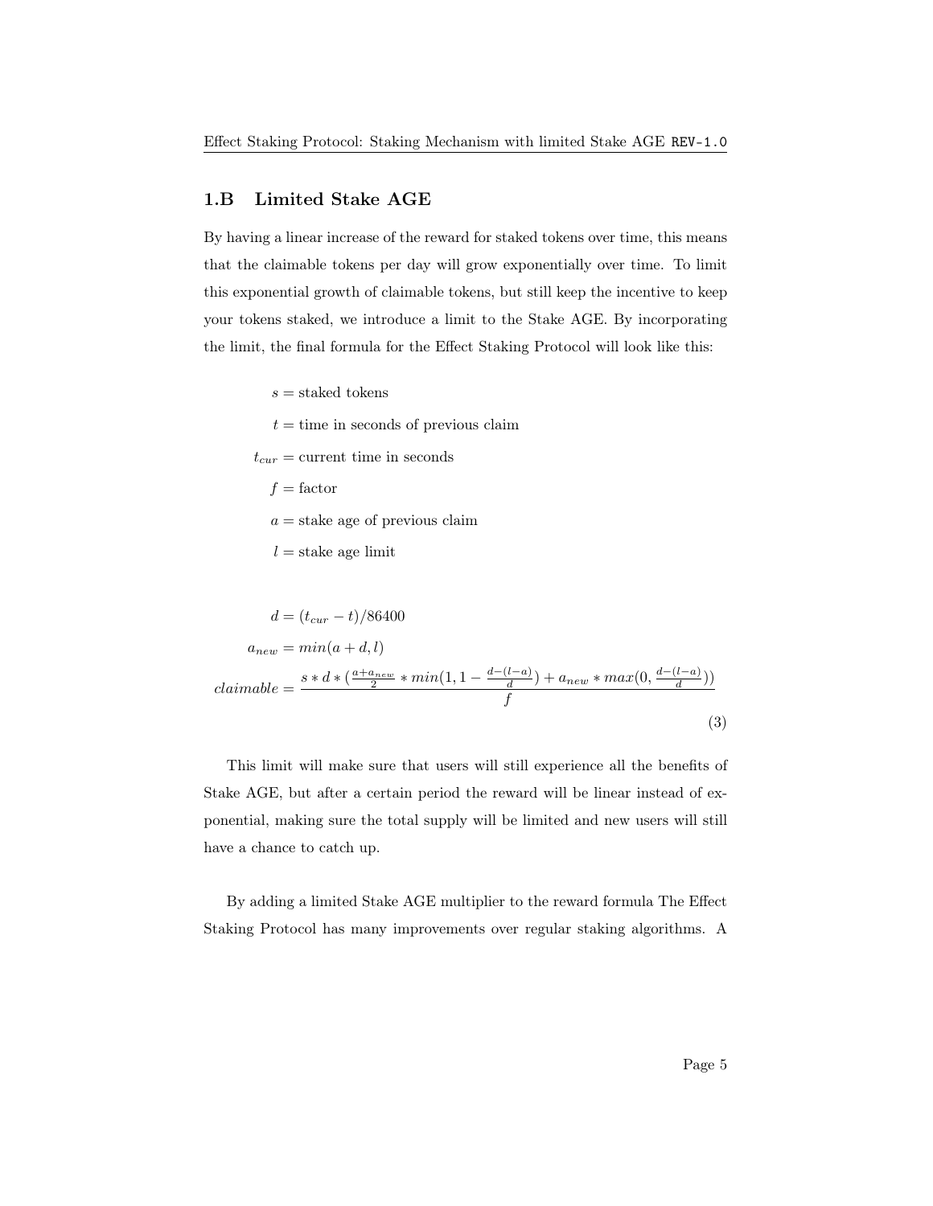## 1.B Limited Stake AGE

By having a linear increase of the reward for staked tokens over time, this means that the claimable tokens per day will grow exponentially over time. To limit this exponential growth of claimable tokens, but still keep the incentive to keep your tokens staked, we introduce a limit to the Stake AGE. By incorporating the limit, the final formula for the Effect Staking Protocol will look like this:

$$
\begin{aligned}
s &= \text{staked tokens} \\
t &= \text{time in seconds of previous claim} \\
t_{cur} &= \text{current time in seconds} \\
f &= \text{factor} \\
a &= \text{stake age of previous claim} \\
l &= \text{stake age limit} \\
\\
d &= (t_{cur} - t)/86400 \\
a_{new} &= min(a + d, l) \\
claimable &= \frac{s * d * (\frac{a + a_{new}}{2} * min(1, 1 - \frac{d-(l-a)}{d}) + a_{new} * max(0, \frac{d-(l-a)}{d}))}{f}
\end{aligned}
\tag{3}
$$

This limit will make sure that users will still experience all the benefits of Stake AGE, but after a certain period the reward will be linear instead of exponential, making sure the total supply will be limited and new users will still have a chance to catch up.

By adding a limited Stake AGE multiplier to the reward formula The Effect Staking Protocol has many improvements over regular staking algorithms. A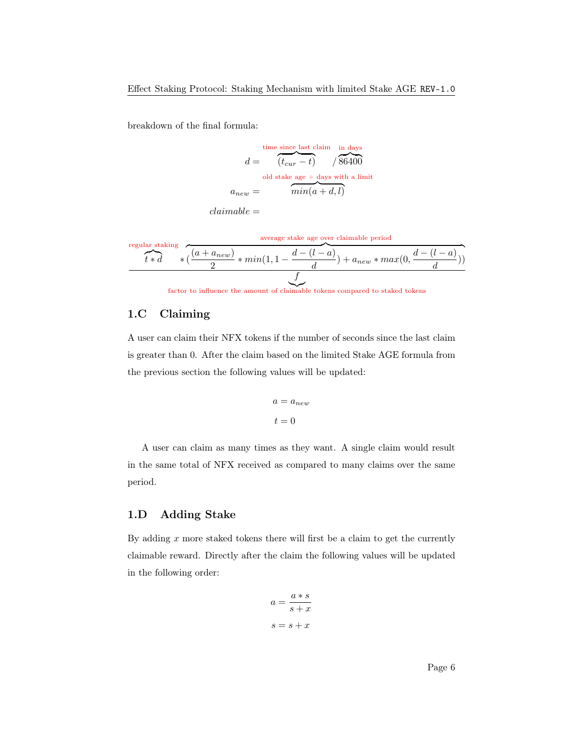breakdown of the final formula:

$$d = \overbrace{(t_{cur} - t)}^{\text{time since last claim}} / \overbrace{86400}^{\text{in days}}$$

$$a_{new} = \overbrace{min(a + d, l)}^{\text{old stake age + days with a limit}}$$

$$claimable =$$

$$\frac{\overbrace{t * d}^{\text{regular staking}} * \overbrace{(\frac{(a + a_{new})}{2} * min(1, 1 - \frac{d - (l - a)}{d}) + a_{new} * max(0, \frac{d - (l - a)}{d}))}^{\text{average stake age over claimable period}}}{\underbrace{f}_{\text{factor to influence the amount of claimable tokens compared to staked tokens}}}$$

## 1.C Claiming

A user can claim their NFX tokens if the number of seconds since the last claim is greater than 0. After the claim based on the limited Stake AGE formula from the previous section the following values will be updated:

$$a = a_{new}$$

$$t = 0$$

A user can claim as many times as they want. A single claim would result in the same total of NFX received as compared to many claims over the same period.

## 1.D Adding Stake

By adding $x$ more staked tokens there will first be a claim to get the currently claimable reward. Directly after the claim the following values will be updated in the following order:

$$a = \frac{a * s}{s + x}$$

$$s = s + x$$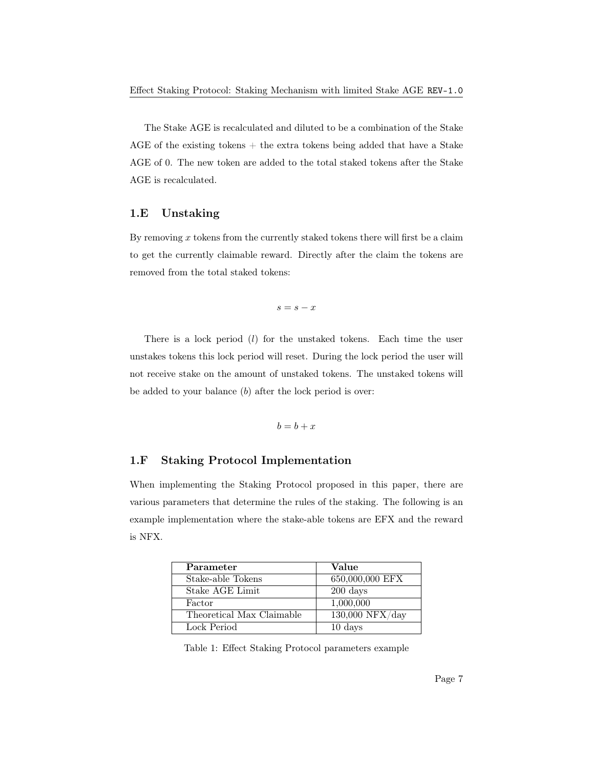The Stake AGE is recalculated and diluted to be a combination of the Stake AGE of the existing tokens + the extra tokens being added that have a Stake AGE of 0. The new token are added to the total staked tokens after the Stake AGE is recalculated.

## 1.E Unstaking

By removing $x$ tokens from the currently staked tokens there will first be a claim to get the currently claimable reward. Directly after the claim the tokens are removed from the total staked tokens:

$$s = s - x$$

There is a lock period ($l$) for the unstaked tokens. Each time the user unstakes tokens this lock period will reset. During the lock period the user will not receive stake on the amount of unstaked tokens. The unstaked tokens will be added to your balance ($b$) after the lock period is over:

$$b = b + x$$

## 1.F Staking Protocol Implementation

When implementing the Staking Protocol proposed in this paper, there are various parameters that determine the rules of the staking. The following is an example implementation where the stake-able tokens are EFX and the reward is NFX.

| **Parameter** | **Value** |
|---|---|
| Stake-able Tokens | 650,000,000 EFX |
| Stake AGE Limit | 200 days |
| Factor | 1,000,000 |
| Theoretical Max Claimable | 130,000 NFX/day |
| Lock Period | 10 days |

Table 1: Effect Staking Protocol parameters example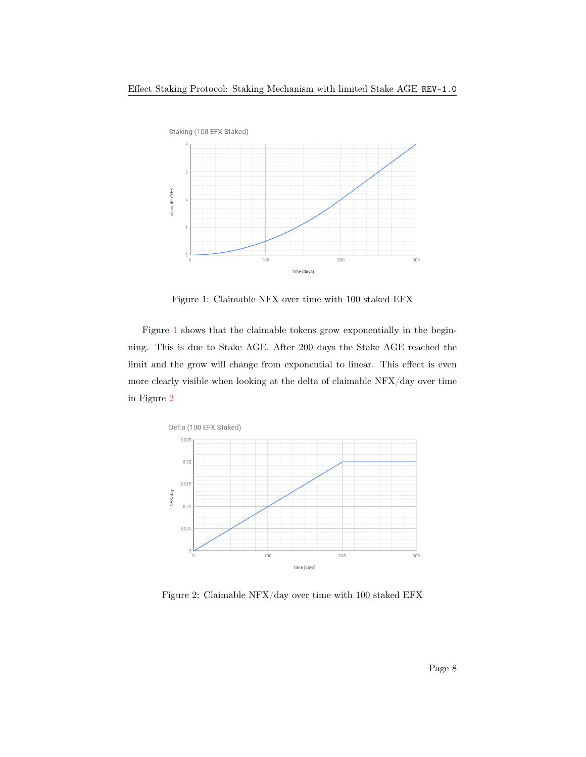Figure 1: Claimable NFX over time with 100 staked EFX

Figure 1 shows that the claimable tokens grow exponentially in the beginning. This is due to Stake AGE. After 200 days the Stake AGE reached the limit and the grow will change from exponential to linear. This effect is even more clearly visible when looking at the delta of claimable NFX/day over time in Figure 2

Figure 2: Claimable NFX/day over time with 100 staked EFX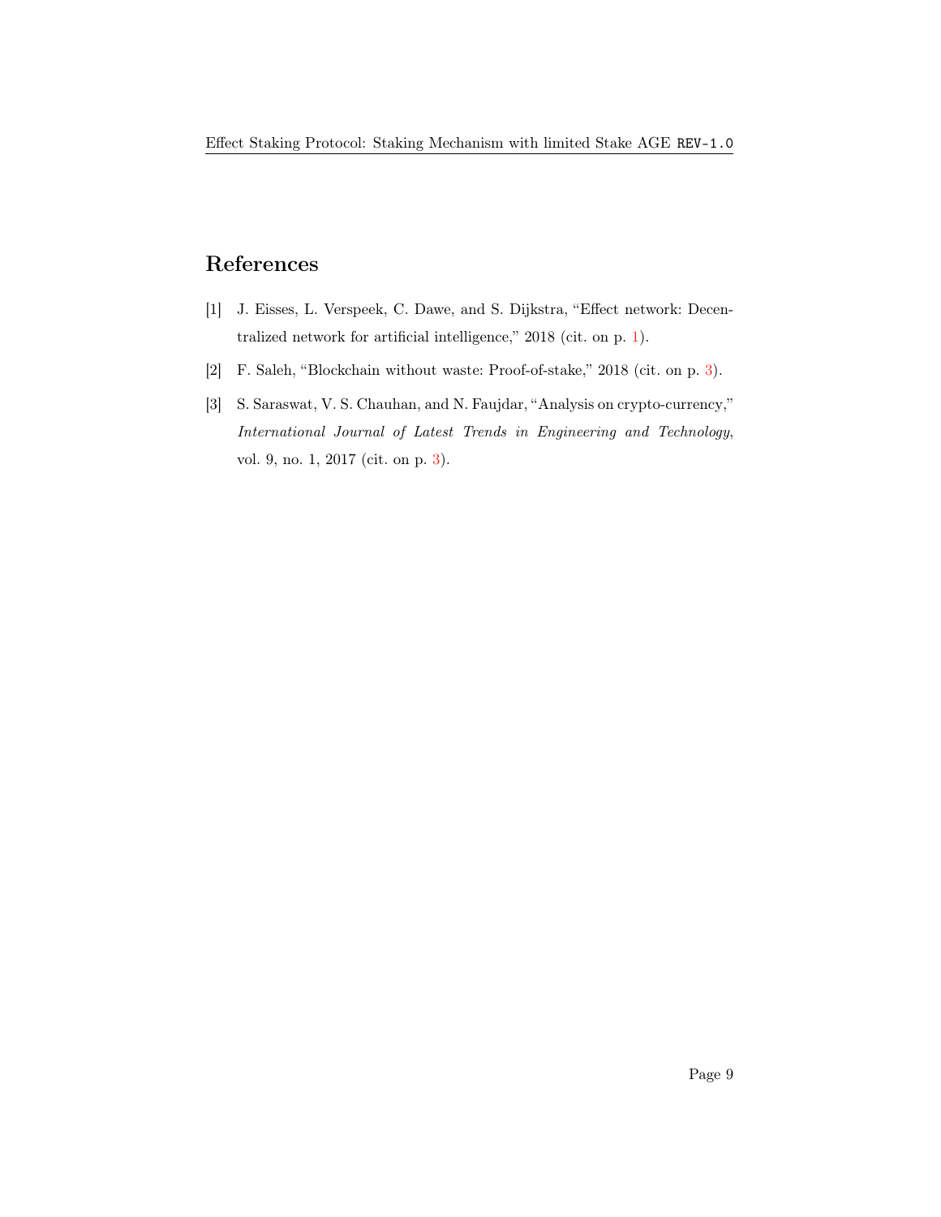## References

[1] J. Eisses, L. Verspeek, C. Dawe, and S. Dijkstra, "Effect network: Decentralized network for artificial intelligence," 2018 (cit. on p. 1).

[2] F. Saleh, "Blockchain without waste: Proof-of-stake," 2018 (cit. on p. 3).

[3] S. Saraswat, V. S. Chauhan, and N. Faujdar, "Analysis on crypto-currency," *International Journal of Latest Trends in Engineering and Technology*, vol. 9, no. 1, 2017 (cit. on p. 3).